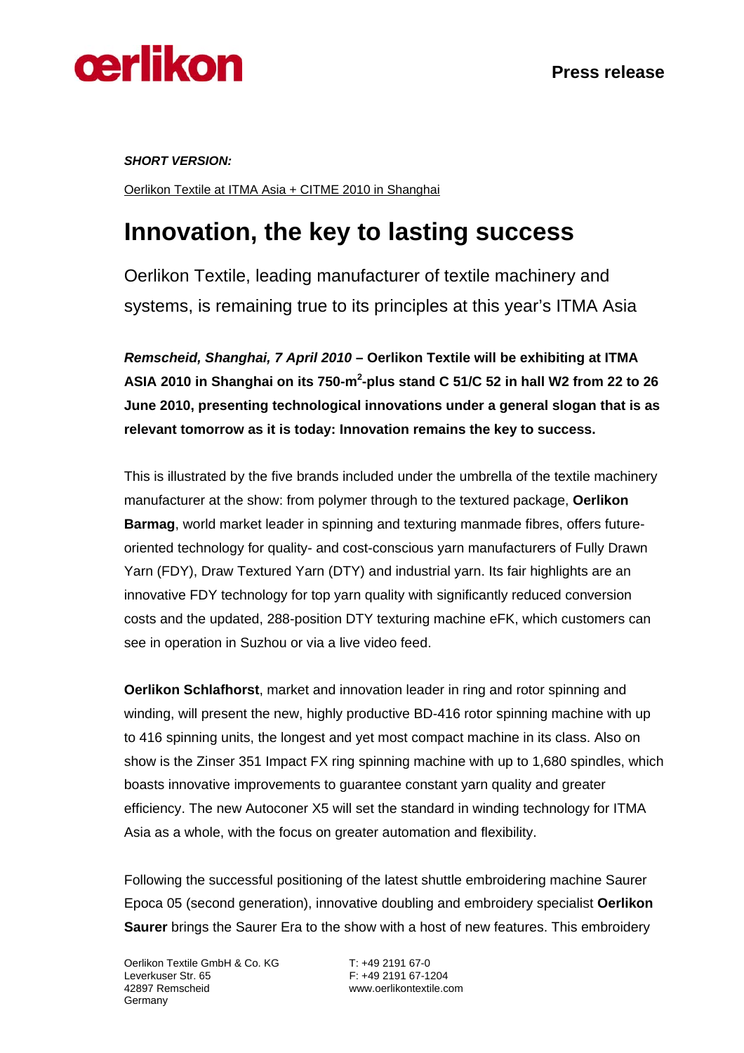**oerlikon**

**Press release**

***SHORT VERSION:***

Oerlikon Textile at ITMA Asia + CITME 2010 in Shanghai

# Innovation, the key to lasting success

Oerlikon Textile, leading manufacturer of textile machinery and systems, is remaining true to its principles at this year's ITMA Asia

***Remscheid, Shanghai, 7 April 2010*** **– Oerlikon Textile will be exhibiting at ITMA ASIA 2010 in Shanghai on its 750-m$^2$-plus stand C 51/C 52 in hall W2 from 22 to 26 June 2010, presenting technological innovations under a general slogan that is as relevant tomorrow as it is today: Innovation remains the key to success.**

This is illustrated by the five brands included under the umbrella of the textile machinery manufacturer at the show: from polymer through to the textured package, **Oerlikon Barmag**, world market leader in spinning and texturing manmade fibres, offers future-oriented technology for quality- and cost-conscious yarn manufacturers of Fully Drawn Yarn (FDY), Draw Textured Yarn (DTY) and industrial yarn. Its fair highlights are an innovative FDY technology for top yarn quality with significantly reduced conversion costs and the updated, 288-position DTY texturing machine eFK, which customers can see in operation in Suzhou or via a live video feed.

**Oerlikon Schlafhorst**, market and innovation leader in ring and rotor spinning and winding, will present the new, highly productive BD-416 rotor spinning machine with up to 416 spinning units, the longest and yet most compact machine in its class. Also on show is the Zinser 351 Impact FX ring spinning machine with up to 1,680 spindles, which boasts innovative improvements to guarantee constant yarn quality and greater efficiency. The new Autoconer X5 will set the standard in winding technology for ITMA Asia as a whole, with the focus on greater automation and flexibility.

Following the successful positioning of the latest shuttle embroidering machine Saurer Epoca 05 (second generation), innovative doubling and embroidery specialist **Oerlikon Saurer** brings the Saurer Era to the show with a host of new features. This embroidery

Oerlikon Textile GmbH & Co. KG
Leverkuser Str. 65
42897 Remscheid
Germany

T: +49 2191 67-0
F: +49 2191 67-1204
www.oerlikontextile.com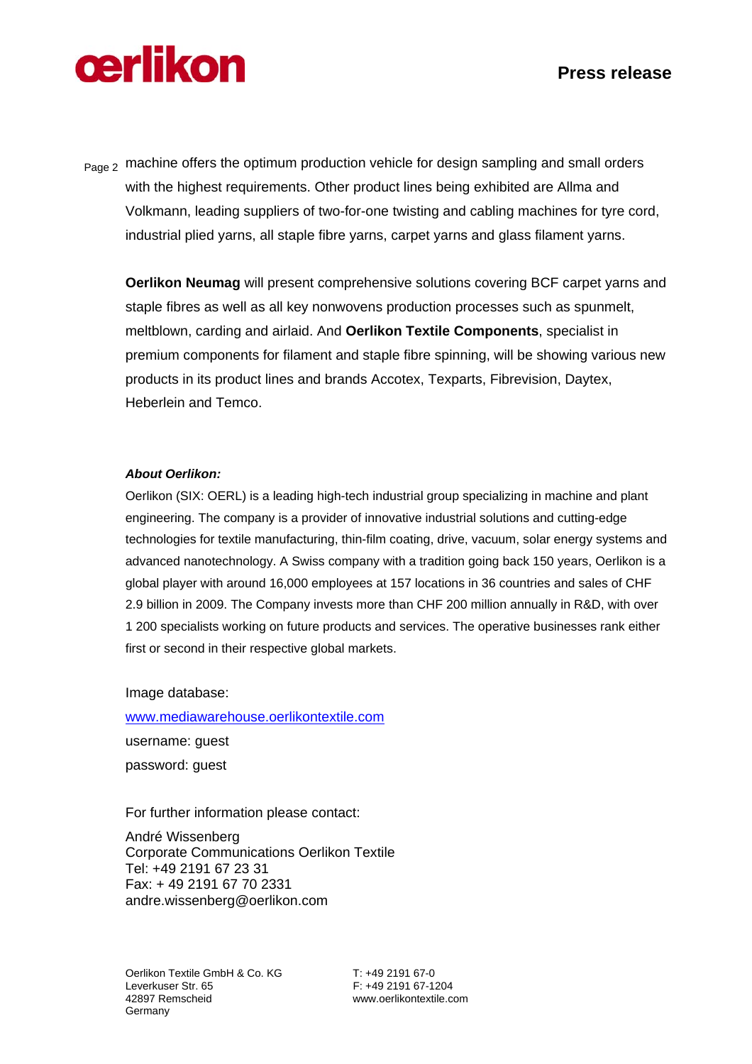machine offers the optimum production vehicle for design sampling and small orders with the highest requirements. Other product lines being exhibited are Allma and Volkmann, leading suppliers of two-for-one twisting and cabling machines for tyre cord, industrial plied yarns, all staple fibre yarns, carpet yarns and glass filament yarns.

**Oerlikon Neumag** will present comprehensive solutions covering BCF carpet yarns and staple fibres as well as all key nonwovens production processes such as spunmelt, meltblown, carding and airlaid. And **Oerlikon Textile Components**, specialist in premium components for filament and staple fibre spinning, will be showing various new products in its product lines and brands Accotex, Texparts, Fibrevision, Daytex, Heberlein and Temco.

***About Oerlikon:***

Oerlikon (SIX: OERL) is a leading high-tech industrial group specializing in machine and plant engineering. The company is a provider of innovative industrial solutions and cutting-edge technologies for textile manufacturing, thin-film coating, drive, vacuum, solar energy systems and advanced nanotechnology. A Swiss company with a tradition going back 150 years, Oerlikon is a global player with around 16,000 employees at 157 locations in 36 countries and sales of CHF 2.9 billion in 2009. The Company invests more than CHF 200 million annually in R&D, with over 1 200 specialists working on future products and services. The operative businesses rank either first or second in their respective global markets.

Image database:

www.mediawarehouse.oerlikontextile.com

username: guest

password: guest

For further information please contact:

André Wissenberg
Corporate Communications Oerlikon Textile
Tel: +49 2191 67 23 31
Fax: + 49 2191 67 70 2331
andre.wissenberg@oerlikon.com

Oerlikon Textile GmbH & Co. KG
Leverkuser Str. 65
42897 Remscheid
Germany

T: +49 2191 67-0
F: +49 2191 67-1204
www.oerlikontextile.com